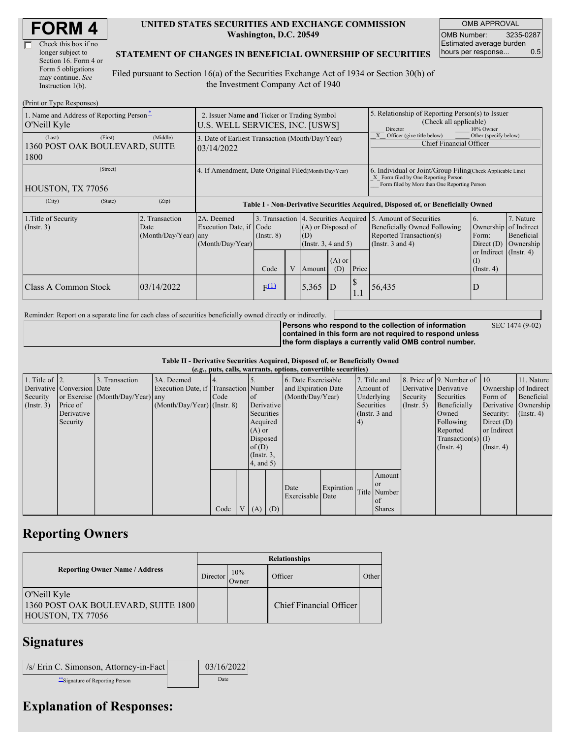# FORM 4

☐ Check this box if no longer subject to Section 16. Form 4 or Form 5 obligations may continue. *See* Instruction 1(b).

**UNITED STATES SECURITIES AND EXCHANGE COMMISSION**
**Washington, D.C. 20549**

**STATEMENT OF CHANGES IN BENEFICIAL OWNERSHIP OF SECURITIES**

Filed pursuant to Section 16(a) of the Securities Exchange Act of 1934 or Section 30(h) of the Investment Company Act of 1940

| OMB APPROVAL | |
|---|---|
| OMB Number: | 3235-0287 |
| Estimated average burden hours per response... | 0.5 |

(Print or Type Responses)

| 1. Name and Address of Reporting Person* | 2. Issuer Name and Ticker or Trading Symbol | 5. Relationship of Reporting Person(s) to Issuer (Check all applicable) |
|---|---|---|
| O'Neill Kyle | U.S. WELL SERVICES, INC. [USWS] | ___ Director ___ 10% Owner |
| (Last) (First) (Middle) 1360 POST OAK BOULEVARD, SUITE 1800 | 3. Date of Earliest Transaction (Month/Day/Year) 03/14/2022 | _X_ Officer (give title below) ___ Other (specify below) Chief Financial Officer |
| (Street) HOUSTON, TX 77056 | 4. If Amendment, Date Original Filed(Month/Day/Year) | 6. Individual or Joint/Group Filing(Check Applicable Line) _X_ Form filed by One Reporting Person ___ Form filed by More than One Reporting Person |
| (City) (State) (Zip) | | |

**Table I - Non-Derivative Securities Acquired, Disposed of, or Beneficially Owned**

| 1.Title of Security (Instr. 3) | 2. Transaction Date (Month/Day/Year) | 2A. Deemed Execution Date, if any (Month/Day/Year) | 3. Transaction Code (Instr. 8) | | 4. Securities Acquired (A) or Disposed of (D) (Instr. 3, 4 and 5) | | | 5. Amount of Securities Beneficially Owned Following Reported Transaction(s) (Instr. 3 and 4) | 6. Ownership Form: Direct (D) or Indirect (I) (Instr. 4) | 7. Nature of Indirect Beneficial Ownership (Instr. 4) |
|---|---|---|---|---|---|---|---|---|---|---|
| | | | Code | V | Amount | (A) or (D) | Price | | | |
| Class A Common Stock | 03/14/2022 | | F[(1)] | | 5,365 | D | $ 1.1 | 56,435 | D | |

Reminder: Report on a separate line for each class of securities beneficially owned directly or indirectly.

**Persons who respond to the collection of information contained in this form are not required to respond unless the form displays a currently valid OMB control number.** SEC 1474 (9-02)

**Table II - Derivative Securities Acquired, Disposed of, or Beneficially Owned**
**(*e.g.*, puts, calls, warrants, options, convertible securities)**

| 1. Title of Derivative Security (Instr. 3) | 2. Conversion or Exercise Price of Derivative Security | 3. Transaction Date (Month/Day/Year) | 3A. Deemed Execution Date, if any (Month/Day/Year) | 4. Transaction Code (Instr. 8) | | 5. Number of Derivative Securities Acquired (A) or Disposed of (D) (Instr. 3, 4, and 5) | | 6. Date Exercisable and Expiration Date (Month/Day/Year) | | 7. Title and Amount of Underlying Securities (Instr. 3 and 4) | | 8. Price of Derivative Security (Instr. 5) | 9. Number of Derivative Securities Beneficially Owned Following Reported Transaction(s) (Instr. 4) | 10. Ownership Form of Derivative Security: Direct (D) or Indirect (I) (Instr. 4) | 11. Nature of Indirect Beneficial Ownership (Instr. 4) |
|---|---|---|---|---|---|---|---|---|---|---|---|---|---|---|---|
| | | | | Code | V | (A) | (D) | Date Exercisable | Expiration Date | Title | Amount or Number of Shares | | | | |

## Reporting Owners

| Reporting Owner Name / Address | Relationships | | | |
|---|---|---|---|---|
| | Director | 10% Owner | Officer | Other |
| O'Neill Kyle 1360 POST OAK BOULEVARD, SUITE 1800 HOUSTON, TX 77056 | | | Chief Financial Officer | |

## Signatures

| /s/ Erin C. Simonson, Attorney-in-Fact | 03/16/2022 |
|---|---|
| **Signature of Reporting Person | Date |

## Explanation of Responses: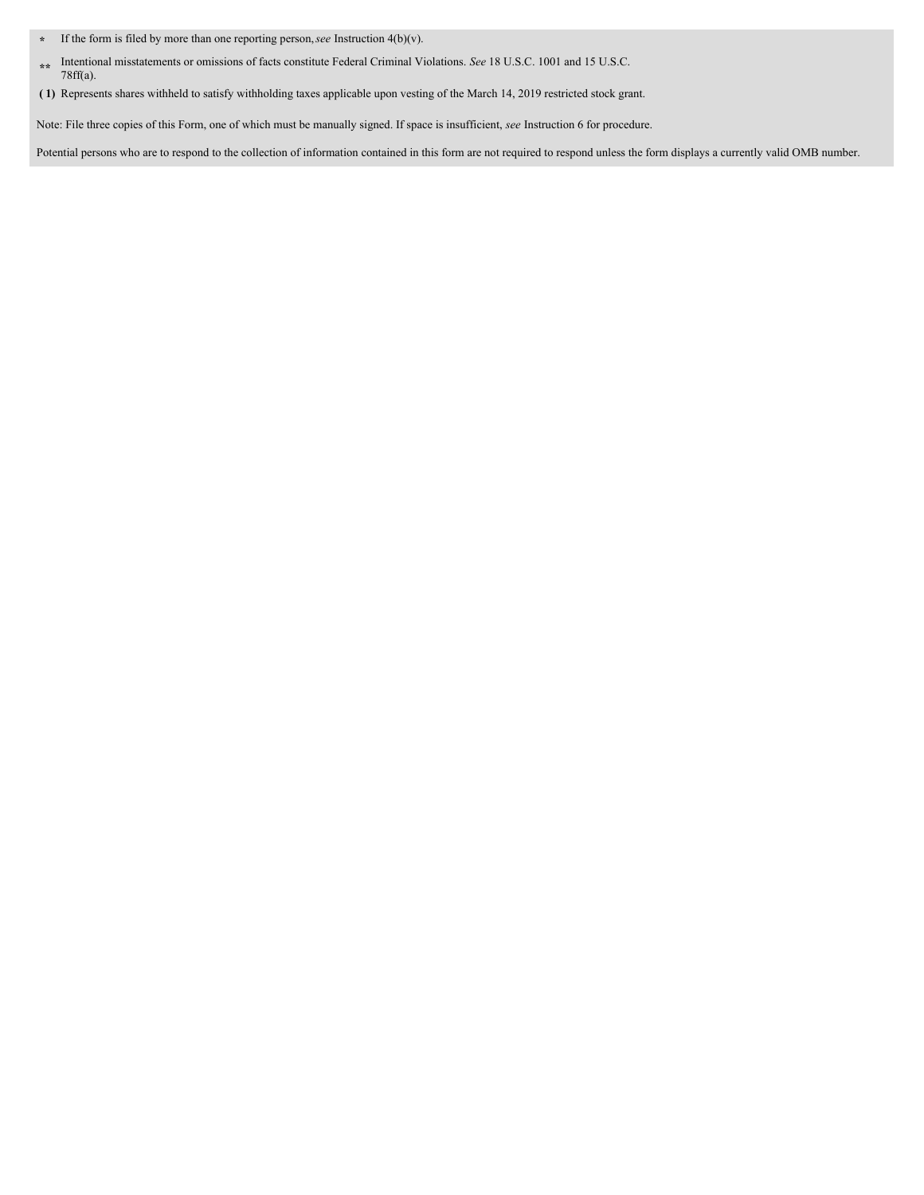| | |
|---|---|
| * | If the form is filed by more than one reporting person, *see* Instruction 4(b)(v). |
| ** | Intentional misstatements or omissions of facts constitute Federal Criminal Violations. *See* 18 U.S.C. 1001 and 15 U.S.C. 78ff(a). |
| ( 1) | Represents shares withheld to satisfy withholding taxes applicable upon vesting of the March 14, 2019 restricted stock grant. |

Note: File three copies of this Form, one of which must be manually signed. If space is insufficient, *see* Instruction 6 for procedure.

Potential persons who are to respond to the collection of information contained in this form are not required to respond unless the form displays a currently valid OMB number.